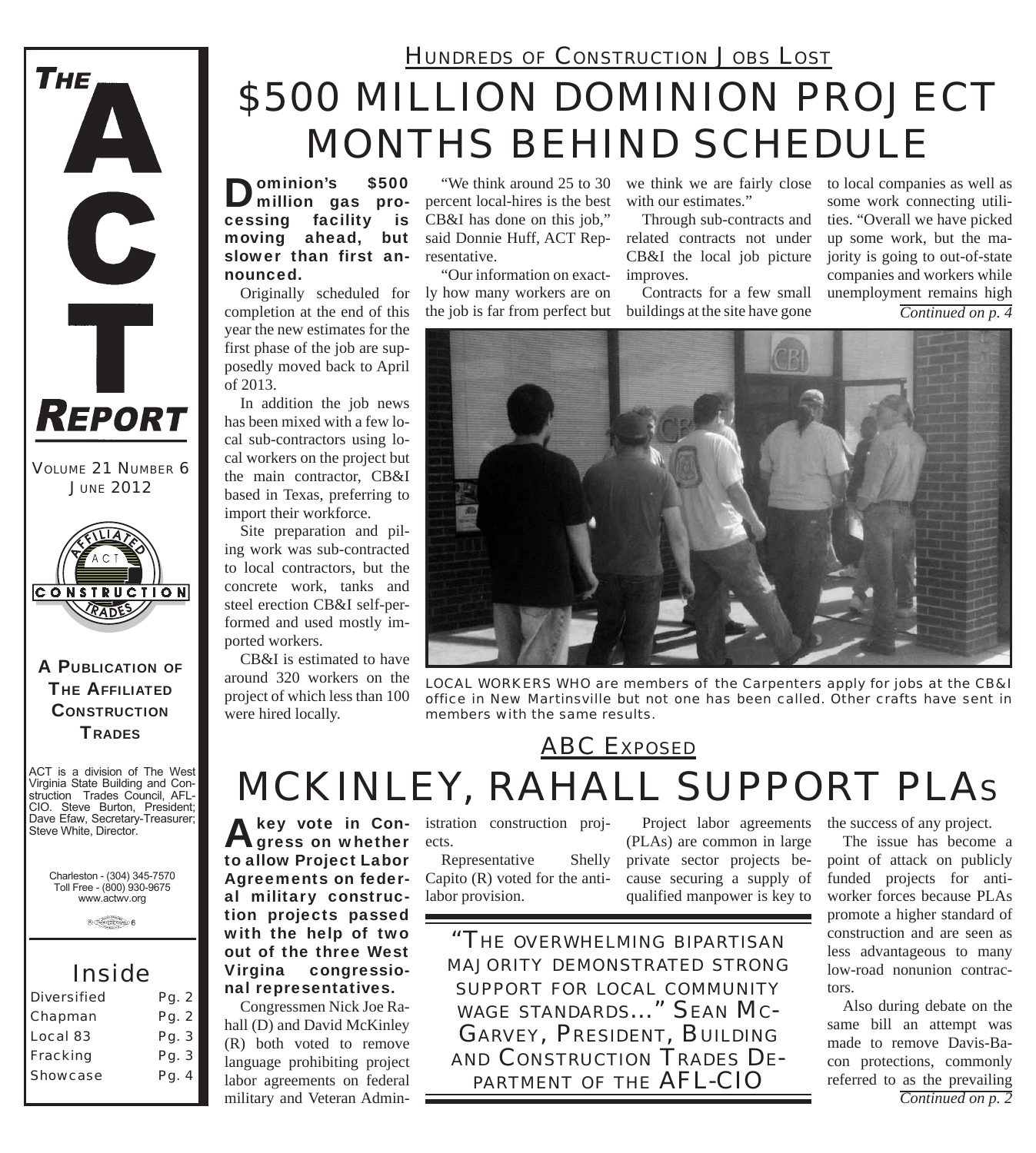# THE ACT REPORT

VOLUME 21 NUMBER 6
JUNE 2012

**A PUBLICATION OF THE AFFILIATED CONSTRUCTION TRADES**

ACT is a division of The West Virginia State Building and Construction Trades Council, AFL-CIO. Steve Burton, President; Dave Efaw, Secretary-Treasurer; Steve White, Director.

Charleston - (304) 345-7570
Toll Free - (800) 930-9675
www.actwv.org

## Inside

| | |
|---|---|
| Diversified | Pg. 2 |
| Chapman | Pg. 2 |
| Local 83 | Pg. 3 |
| Fracking | Pg. 3 |
| Showcase | Pg. 4 |

### HUNDREDS OF CONSTRUCTION JOBS LOST

# $500 MILLION DOMINION PROJECT MONTHS BEHIND SCHEDULE

**Dominion's $500 million gas processing facility is moving ahead, but slower than first announced.**

Originally scheduled for completion at the end of this year the new estimates for the first phase of the job are supposedly moved back to April of 2013.

In addition the job news has been mixed with a few local sub-contractors using local workers on the project but the main contractor, CB&I based in Texas, preferring to import their workforce.

Site preparation and piling work was sub-contracted to local contractors, but the concrete work, tanks and steel erection CB&I self-performed and used mostly imported workers.

CB&I is estimated to have around 320 workers on the project of which less than 100 were hired locally.

"We think around 25 to 30 percent local-hires is the best CB&I has done on this job," said Donnie Huff, ACT Representative.

"Our information on exactly how many workers are on the job is far from perfect but we think we are fairly close with our estimates."

Through sub-contracts and related contracts not under CB&I the local job picture improves.

Contracts for a few small buildings at the site have gone to local companies as well as some work connecting utilities. "Overall we have picked up some work, but the majority is going to out-of-state companies and workers while unemployment remains high

*Continued on p. 4*

LOCAL WORKERS WHO are members of the Carpenters apply for jobs at the CB&I office in New Martinsville but not one has been called. Other crafts have sent in members with the same results.

### ABC EXPOSED

# MCKINLEY, RAHALL SUPPORT PLAs

**A key vote in Congress on whether to allow Project Labor Agreements on federal military construction projects passed with the help of two out of the three West Virgina congressional representatives.**

Congressmen Nick Joe Rahall (D) and David McKinley (R) both voted to remove language prohibiting project labor agreements on federal military and Veteran Administration construction projects.

Representative Shelly Capito (R) voted for the anti-labor provision.

Project labor agreements (PLAs) are common in large private sector projects because securing a supply of qualified manpower is key to the success of any project.

The issue has become a point of attack on publicly funded projects for anti-worker forces because PLAs promote a higher standard of construction and are seen as less advantageous to many low-road nonunion contractors.

Also during debate on the same bill an attempt was made to remove Davis-Bacon protections, commonly referred to as the prevailing

*Continued on p. 2*

> "THE OVERWHELMING BIPARTISAN MAJORITY DEMONSTRATED STRONG SUPPORT FOR LOCAL COMMUNITY WAGE STANDARDS..." SEAN MCGARVEY, PRESIDENT, BUILDING AND CONSTRUCTION TRADES DEPARTMENT OF THE AFL-CIO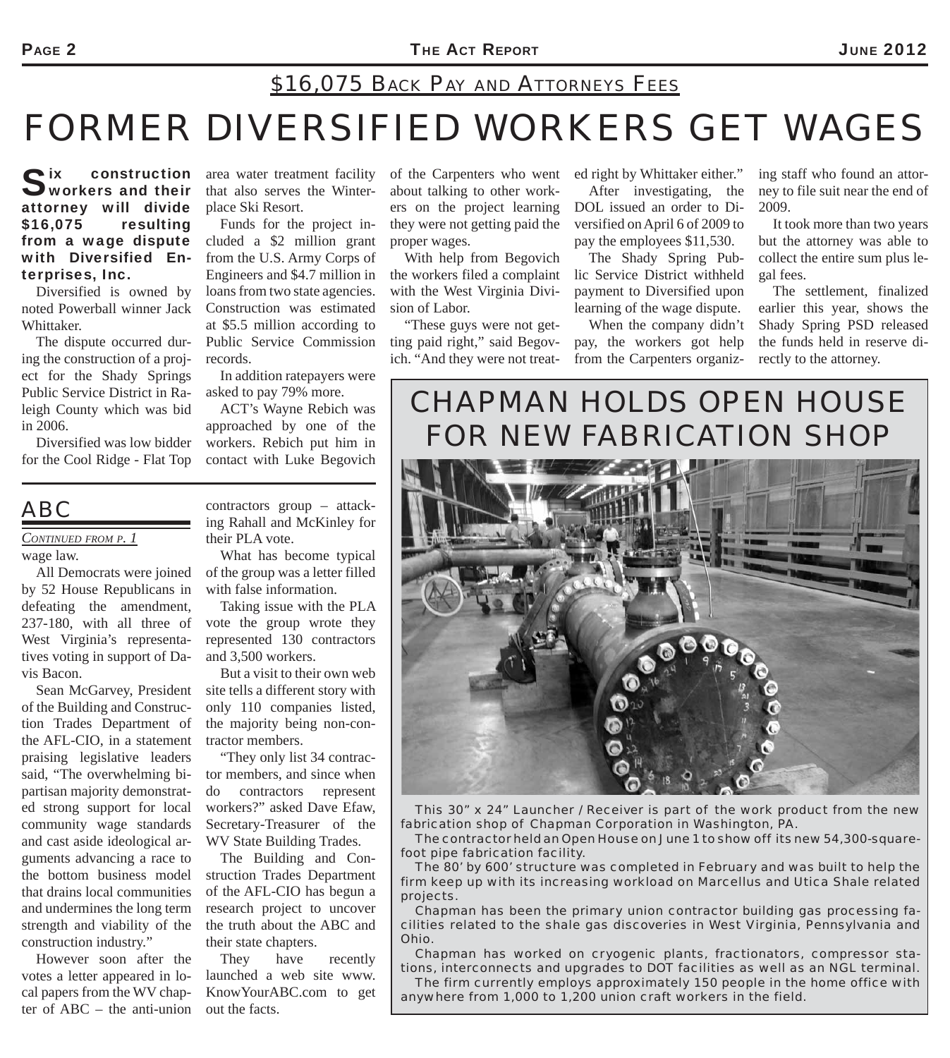## $16,075 Back Pay and Attorneys Fees

# FORMER DIVERSIFIED WORKERS GET WAGES

**Six construction workers and their attorney will divide $16,075 resulting from a wage dispute with Diversified Enterprises, Inc.**

Diversified is owned by noted Powerball winner Jack Whittaker.

The dispute occurred during the construction of a project for the Shady Springs Public Service District in Raleigh County which was bid in 2006.

Diversified was low bidder for the Cool Ridge - Flat Top area water treatment facility that also serves the Winterplace Ski Resort.

Funds for the project included a $2 million grant from the U.S. Army Corps of Engineers and $4.7 million in loans from two state agencies. Construction was estimated at $5.5 million according to Public Service Commission records.

In addition ratepayers were asked to pay 79% more.

ACT's Wayne Rebich was approached by one of the workers. Rebich put him in contact with Luke Begovich of the Carpenters who went about talking to other workers on the project learning they were not getting paid the proper wages.

With help from Begovich the workers filed a complaint with the West Virginia Division of Labor.

"These guys were not getting paid right," said Begovich. "And they were not treated right by Whittaker either."

After investigating, the DOL issued an order to Diversified on April 6 of 2009 to pay the employees $11,530.

The Shady Spring Public Service District withheld payment to Diversified upon learning of the wage dispute.

When the company didn't pay, the workers got help from the Carpenters organizing staff who found an attorney to file suit near the end of 2009.

It took more than two years but the attorney was able to collect the entire sum plus legal fees.

The settlement, finalized earlier this year, shows the Shady Spring PSD released the funds held in reserve directly to the attorney.

## ABC

*Continued from p. 1*

wage law.

All Democrats were joined by 52 House Republicans in defeating the amendment, 237-180, with all three of West Virginia's representatives voting in support of Davis Bacon.

Sean McGarvey, President of the Building and Construction Trades Department of the AFL-CIO, in a statement praising legislative leaders said, "The overwhelming bipartisan majority demonstrated strong support for local community wage standards and cast aside ideological arguments advancing a race to the bottom business model that drains local communities and undermines the long term strength and viability of the construction industry."

However soon after the votes a letter appeared in local papers from the WV chapter of ABC – the anti-union contractors group – attacking Rahall and McKinley for their PLA vote.

What has become typical of the group was a letter filled with false information.

Taking issue with the PLA vote the group wrote they represented 130 contractors and 3,500 workers.

But a visit to their own web site tells a different story with only 110 companies listed, the majority being non-contractor members.

"They only list 34 contractor members, and since when do contractors represent workers?" asked Dave Efaw, Secretary-Treasurer of the WV State Building Trades.

The Building and Construction Trades Department of the AFL-CIO has begun a research project to uncover the truth about the ABC and their state chapters.

They have recently launched a web site www.KnowYourABC.com to get out the facts.

## CHAPMAN HOLDS OPEN HOUSE FOR NEW FABRICATION SHOP

This 30" x 24" Launcher / Receiver is part of the work product from the new fabrication shop of Chapman Corporation in Washington, PA.

The contractor held an Open House on June 1 to show off its new 54,300-square-foot pipe fabrication facility.

The 80' by 600' structure was completed in February and was built to help the firm keep up with its increasing workload on Marcellus and Utica Shale related projects.

Chapman has been the primary union contractor building gas processing facilities related to the shale gas discoveries in West Virginia, Pennsylvania and Ohio.

Chapman has worked on cryogenic plants, fractionators, compressor stations, interconnects and upgrades to DOT facilities as well as an NGL terminal.

The firm currently employs approximately 150 people in the home office with anywhere from 1,000 to 1,200 union craft workers in the field.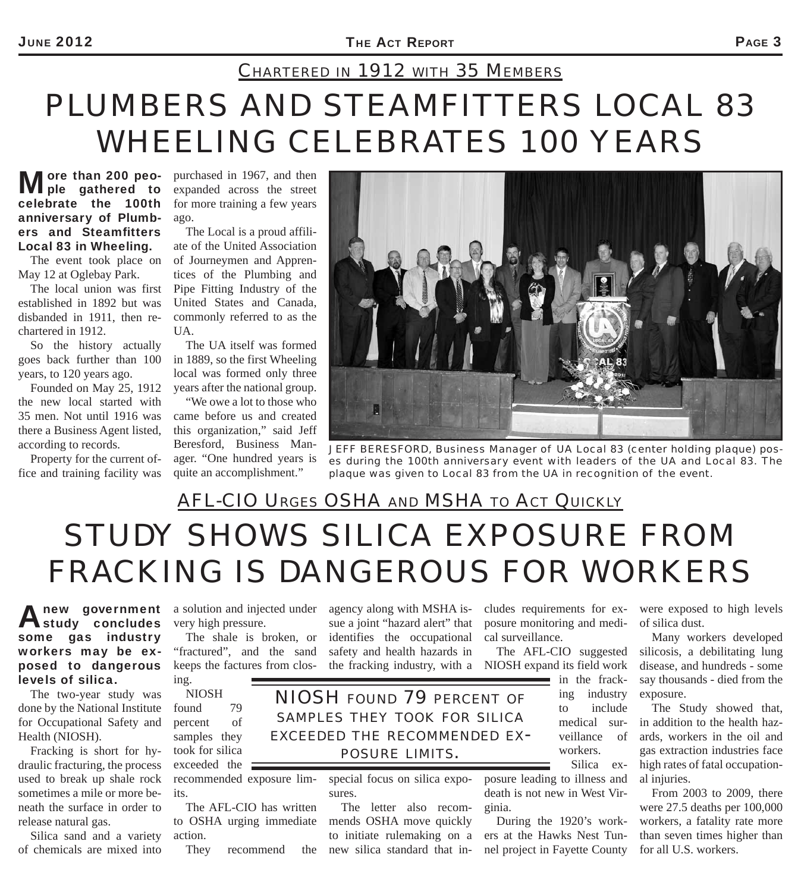CHARTERED IN 1912 WITH 35 MEMBERS

# PLUMBERS AND STEAMFITTERS LOCAL 83 WHEELING CELEBRATES 100 YEARS

**More than 200 people gathered to celebrate the 100th anniversary of Plumbers and Steamfitters Local 83 in Wheeling.**

The event took place on May 12 at Oglebay Park.

The local union was first established in 1892 but was disbanded in 1911, then re-chartered in 1912.

So the history actually goes back further than 100 years, to 120 years ago.

Founded on May 25, 1912 the new local started with 35 men. Not until 1916 was there a Business Agent listed, according to records.

Property for the current office and training facility was purchased in 1967, and then expanded across the street for more training a few years ago.

The Local is a proud affiliate of the United Association of Journeymen and Apprentices of the Plumbing and Pipe Fitting Industry of the United States and Canada, commonly referred to as the UA.

The UA itself was formed in 1889, so the first Wheeling local was formed only three years after the national group.

"We owe a lot to those who came before us and created this organization," said Jeff Beresford, Business Manager. "One hundred years is quite an accomplishment."

JEFF BERESFORD, Business Manager of UA Local 83 (center holding plaque) poses during the 100th anniversary event with leaders of the UA and Local 83. The plaque was given to Local 83 from the UA in recognition of the event.

AFL-CIO URGES OSHA AND MSHA TO ACT QUICKLY

# STUDY SHOWS SILICA EXPOSURE FROM FRACKING IS DANGEROUS FOR WORKERS

**A new government study concludes some gas industry workers may be exposed to dangerous levels of silica.**

The two-year study was done by the National Institute for Occupational Safety and Health (NIOSH).

Fracking is short for hydraulic fracturing, the process used to break up shale rock sometimes a mile or more beneath the surface in order to release natural gas.

Silica sand and a variety of chemicals are mixed into a solution and injected under very high pressure.

The shale is broken, or "fractured", and the sand keeps the factures from closing.

NIOSH found 79 percent of samples they took for silica exceeded the recommended exposure limits.

The AFL-CIO has written to OSHA urging immediate action.

They recommend the agency along with MSHA issue a joint "hazard alert" that identifies the occupational safety and health hazards in the fracking industry, with a special focus on silica exposures.

> NIOSH FOUND 79 PERCENT OF SAMPLES THEY TOOK FOR SILICA EXCEEDED THE RECOMMENDED EXPOSURE LIMITS.

The letter also recommends OSHA move quickly to initiate rulemaking on a new silica standard that includes requirements for exposure monitoring and medical surveillance.

The AFL-CIO suggested NIOSH expand its field work in the fracking industry to include medical surveillance of workers.

Silica exposure leading to illness and death is not new in West Virginia.

During the 1920's workers at the Hawks Nest Tunnel project in Fayette County were exposed to high levels of silica dust.

Many workers developed silicosis, a debilitating lung disease, and hundreds - some say thousands - died from the exposure.

The Study showed that, in addition to the health hazards, workers in the oil and gas extraction industries face high rates of fatal occupational injuries.

From 2003 to 2009, there were 27.5 deaths per 100,000 workers, a fatality rate more than seven times higher than for all U.S. workers.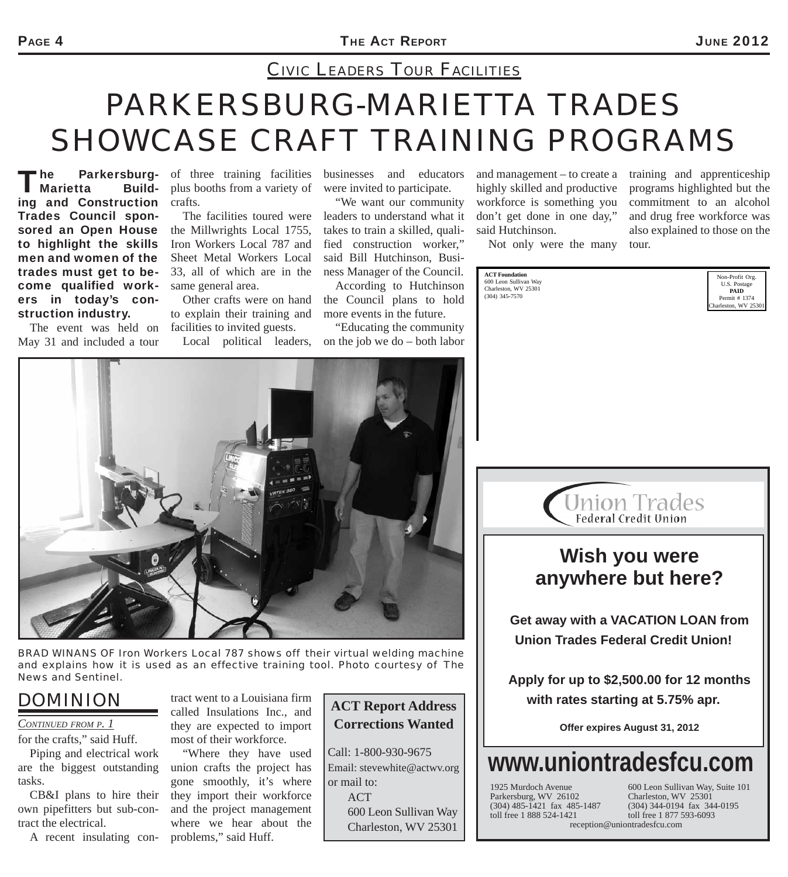## CIVIC LEADERS TOUR FACILITIES

# PARKERSBURG-MARIETTA TRADES SHOWCASE CRAFT TRAINING PROGRAMS

**The Parkersburg-Marietta Building and Construction Trades Council sponsored an Open House to highlight the skills men and women of the trades must get to become qualified workers in today's construction industry.**

The event was held on May 31 and included a tour of three training facilities plus booths from a variety of crafts.

The facilities toured were the Millwrights Local 1755, Iron Workers Local 787 and Sheet Metal Workers Local 33, all of which are in the same general area.

Other crafts were on hand to explain their training and facilities to invited guests.

Local political leaders, businesses and educators were invited to participate.

"We want our community leaders to understand what it takes to train a skilled, qualified construction worker," said Bill Hutchinson, Business Manager of the Council.

According to Hutchinson the Council plans to hold more events in the future.

"Educating the community on the job we do – both labor and management – to create a highly skilled and productive workforce is something you don't get done in one day," said Hutchinson.

Not only were the many training and apprenticeship programs highlighted but the commitment to an alcohol and drug free workforce was also explained to those on the tour.

BRAD WINANS OF Iron Workers Local 787 shows off their virtual welding machine and explains how it is used as an effective training tool. Photo courtesy of The News and Sentinel.

ACT Foundation
600 Leon Sullivan Way
Charleston, WV 25301
(304) 345-7570

Non-Profit Org.
U.S. Postage
**PAID**
Permit # 1374
Charleston, WV 25301

## DOMINION

*CONTINUED FROM P. 1*

for the crafts," said Huff.

Piping and electrical work are the biggest outstanding tasks.

CB&I plans to hire their own pipefitters but sub-contract the electrical.

A recent insulating contract went to a Louisiana firm called Insulations Inc., and they are expected to import most of their workforce.

"Where they have used union crafts the project has gone smoothly, it's where they import their workforce and the project management where we hear about the problems," said Huff.

**ACT Report Address Corrections Wanted**

Call: 1-800-930-9675
Email: stevewhite@actwv.org
or mail to:
ACT
600 Leon Sullivan Way
Charleston, WV 25301

Union Trades Federal Credit Union

**Wish you were anywhere but here?**

**Get away with a VACATION LOAN from Union Trades Federal Credit Union!**

**Apply for up to $2,500.00 for 12 months with rates starting at 5.75% apr.**

**Offer expires August 31, 2012**

**www.uniontradesfcu.com**

1925 Murdoch Avenue
Parkersburg, WV 26102
(304) 485-1421 fax 485-1487
toll free 1 888 524-1421

600 Leon Sullivan Way, Suite 101
Charleston, WV 25301
(304) 344-0194 fax 344-0195
toll free 1 877 593-6093

reception@uniontradesfcu.com